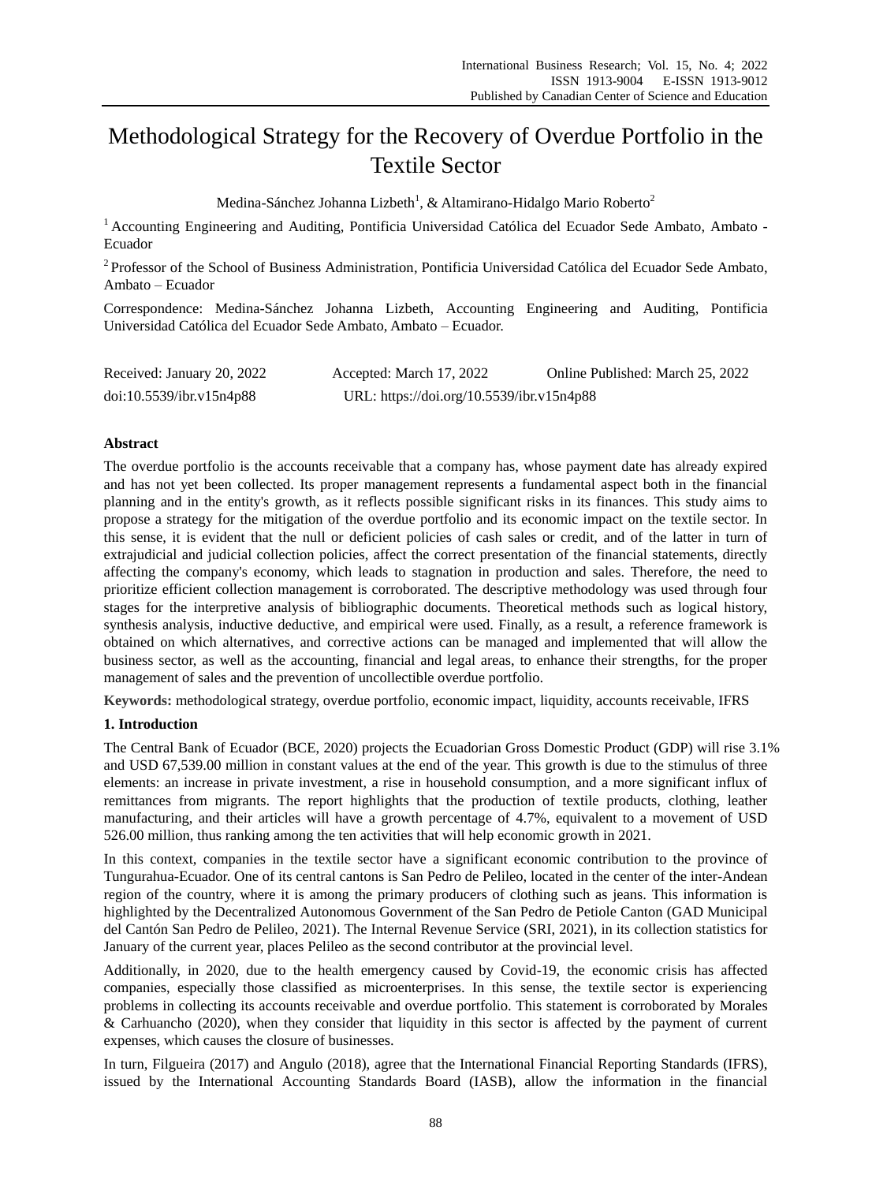# Methodological Strategy for the Recovery of Overdue Portfolio in the Textile Sector

Medina-Sánchez Johanna Lizbeth[1], & Altamirano-Hidalgo Mario Roberto[2]

[1] Accounting Engineering and Auditing, Pontificia Universidad Católica del Ecuador Sede Ambato, Ambato - Ecuador

[2] Professor of the School of Business Administration, Pontificia Universidad Católica del Ecuador Sede Ambato, Ambato – Ecuador

Correspondence: Medina-Sánchez Johanna Lizbeth, Accounting Engineering and Auditing, Pontificia Universidad Católica del Ecuador Sede Ambato, Ambato – Ecuador.

Received: January 20, 2022    Accepted: March 17, 2022    Online Published: March 25, 2022

doi:10.5539/ibr.v15n4p88    URL: https://doi.org/10.5539/ibr.v15n4p88

## Abstract

The overdue portfolio is the accounts receivable that a company has, whose payment date has already expired and has not yet been collected. Its proper management represents a fundamental aspect both in the financial planning and in the entity's growth, as it reflects possible significant risks in its finances. This study aims to propose a strategy for the mitigation of the overdue portfolio and its economic impact on the textile sector. In this sense, it is evident that the null or deficient policies of cash sales or credit, and of the latter in turn of extrajudicial and judicial collection policies, affect the correct presentation of the financial statements, directly affecting the company's economy, which leads to stagnation in production and sales. Therefore, the need to prioritize efficient collection management is corroborated. The descriptive methodology was used through four stages for the interpretive analysis of bibliographic documents. Theoretical methods such as logical history, synthesis analysis, inductive deductive, and empirical were used. Finally, as a result, a reference framework is obtained on which alternatives, and corrective actions can be managed and implemented that will allow the business sector, as well as the accounting, financial and legal areas, to enhance their strengths, for the proper management of sales and the prevention of uncollectible overdue portfolio.

**Keywords:** methodological strategy, overdue portfolio, economic impact, liquidity, accounts receivable, IFRS

## 1. Introduction

The Central Bank of Ecuador (BCE, 2020) projects the Ecuadorian Gross Domestic Product (GDP) will rise 3.1% and USD 67,539.00 million in constant values at the end of the year. This growth is due to the stimulus of three elements: an increase in private investment, a rise in household consumption, and a more significant influx of remittances from migrants. The report highlights that the production of textile products, clothing, leather manufacturing, and their articles will have a growth percentage of 4.7%, equivalent to a movement of USD 526.00 million, thus ranking among the ten activities that will help economic growth in 2021.

In this context, companies in the textile sector have a significant economic contribution to the province of Tungurahua-Ecuador. One of its central cantons is San Pedro de Pelileo, located in the center of the inter-Andean region of the country, where it is among the primary producers of clothing such as jeans. This information is highlighted by the Decentralized Autonomous Government of the San Pedro de Petiole Canton (GAD Municipal del Cantón San Pedro de Pelileo, 2021). The Internal Revenue Service (SRI, 2021), in its collection statistics for January of the current year, places Pelileo as the second contributor at the provincial level.

Additionally, in 2020, due to the health emergency caused by Covid-19, the economic crisis has affected companies, especially those classified as microenterprises. In this sense, the textile sector is experiencing problems in collecting its accounts receivable and overdue portfolio. This statement is corroborated by Morales & Carhuancho (2020), when they consider that liquidity in this sector is affected by the payment of current expenses, which causes the closure of businesses.

In turn, Filgueira (2017) and Angulo (2018), agree that the International Financial Reporting Standards (IFRS), issued by the International Accounting Standards Board (IASB), allow the information in the financial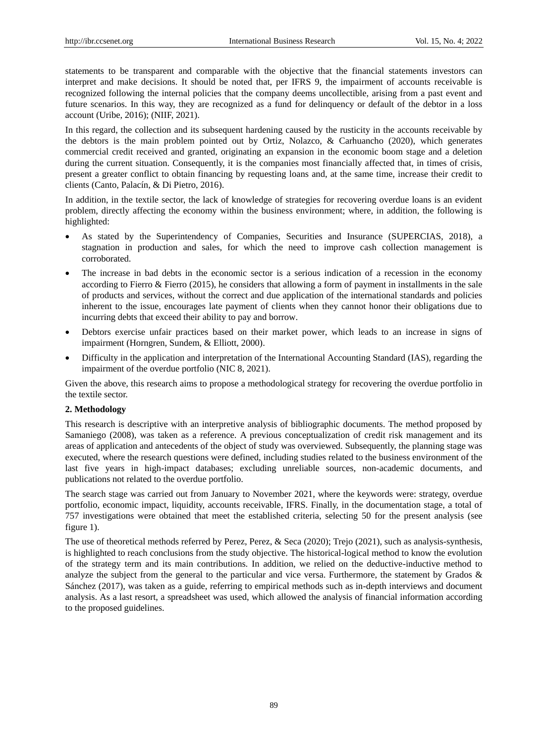statements to be transparent and comparable with the objective that the financial statements investors can interpret and make decisions. It should be noted that, per IFRS 9, the impairment of accounts receivable is recognized following the internal policies that the company deems uncollectible, arising from a past event and future scenarios. In this way, they are recognized as a fund for delinquency or default of the debtor in a loss account (Uribe, 2016); (NIIF, 2021).

In this regard, the collection and its subsequent hardening caused by the rusticity in the accounts receivable by the debtors is the main problem pointed out by Ortiz, Nolazco, & Carhuancho (2020), which generates commercial credit received and granted, originating an expansion in the economic boom stage and a deletion during the current situation. Consequently, it is the companies most financially affected that, in times of crisis, present a greater conflict to obtain financing by requesting loans and, at the same time, increase their credit to clients (Canto, Palacín, & Di Pietro, 2016).

In addition, in the textile sector, the lack of knowledge of strategies for recovering overdue loans is an evident problem, directly affecting the economy within the business environment; where, in addition, the following is highlighted:

- As stated by the Superintendency of Companies, Securities and Insurance (SUPERCIAS, 2018), a stagnation in production and sales, for which the need to improve cash collection management is corroborated.
- The increase in bad debts in the economic sector is a serious indication of a recession in the economy according to Fierro & Fierro (2015), he considers that allowing a form of payment in installments in the sale of products and services, without the correct and due application of the international standards and policies inherent to the issue, encourages late payment of clients when they cannot honor their obligations due to incurring debts that exceed their ability to pay and borrow.
- Debtors exercise unfair practices based on their market power, which leads to an increase in signs of impairment (Horngren, Sundem, & Elliott, 2000).
- Difficulty in the application and interpretation of the International Accounting Standard (IAS), regarding the impairment of the overdue portfolio (NIC 8, 2021).

Given the above, this research aims to propose a methodological strategy for recovering the overdue portfolio in the textile sector.

## 2. Methodology

This research is descriptive with an interpretive analysis of bibliographic documents. The method proposed by Samaniego (2008), was taken as a reference. A previous conceptualization of credit risk management and its areas of application and antecedents of the object of study was overviewed. Subsequently, the planning stage was executed, where the research questions were defined, including studies related to the business environment of the last five years in high-impact databases; excluding unreliable sources, non-academic documents, and publications not related to the overdue portfolio.

The search stage was carried out from January to November 2021, where the keywords were: strategy, overdue portfolio, economic impact, liquidity, accounts receivable, IFRS. Finally, in the documentation stage, a total of 757 investigations were obtained that meet the established criteria, selecting 50 for the present analysis (see figure 1).

The use of theoretical methods referred by Perez, Perez, & Seca (2020); Trejo (2021), such as analysis-synthesis, is highlighted to reach conclusions from the study objective. The historical-logical method to know the evolution of the strategy term and its main contributions. In addition, we relied on the deductive-inductive method to analyze the subject from the general to the particular and vice versa. Furthermore, the statement by Grados & Sánchez (2017), was taken as a guide, referring to empirical methods such as in-depth interviews and document analysis. As a last resort, a spreadsheet was used, which allowed the analysis of financial information according to the proposed guidelines.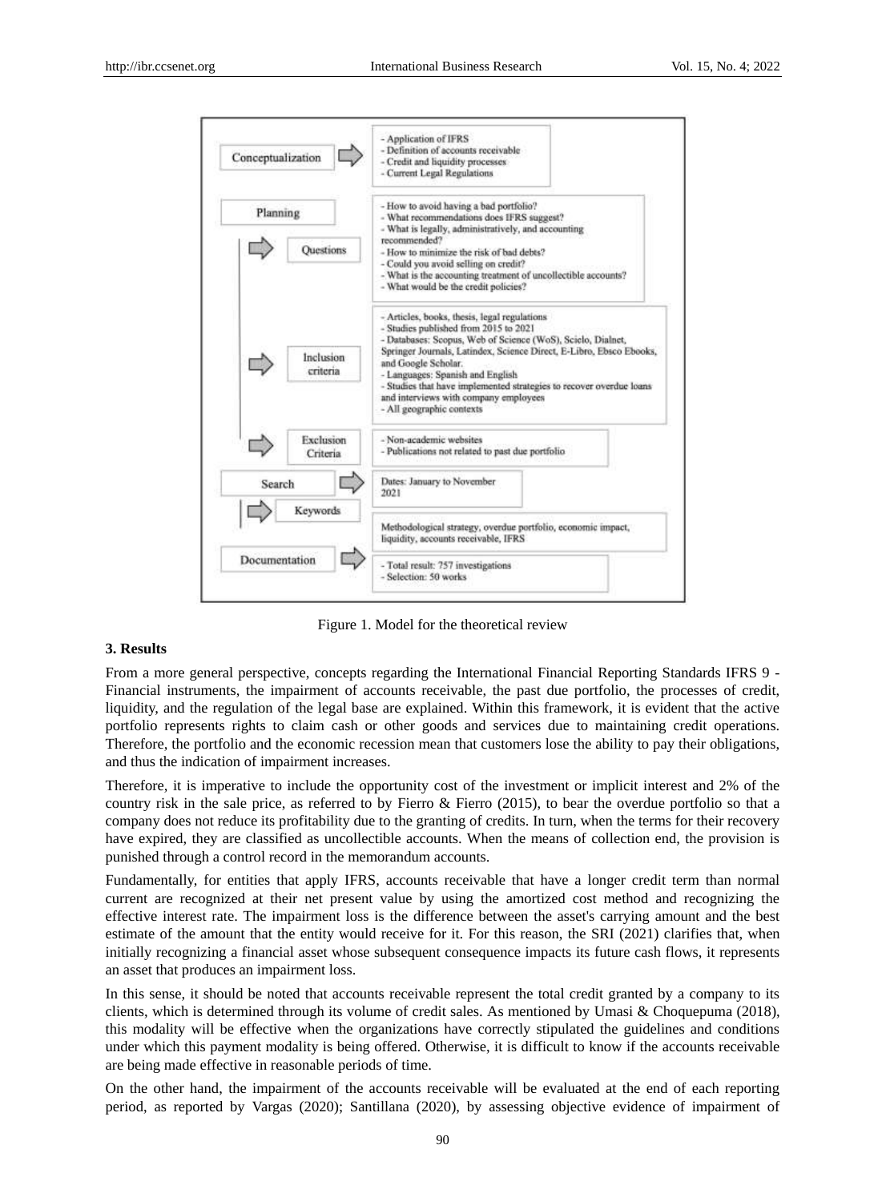| | |
|---|---|
| Conceptualization | - Application of IFRS<br>- Definition of accounts receivable<br>- Credit and liquidity processes<br>- Current Legal Regulations |
| Planning → Questions | - How to avoid having a bad portfolio?<br>- What recommendations does IFRS suggest?<br>- What is legally, administratively, and accounting recommended?<br>- How to minimize the risk of bad debts?<br>- Could you avoid selling on credit?<br>- What is the accounting treatment of uncollectible accounts?<br>- What would be the credit policies? |
| Inclusion criteria | - Articles, books, thesis, legal regulations<br>- Studies published from 2015 to 2021<br>- Databases: Scopus, Web of Science (WoS), Scielo, Dialnet, Springer Journals, Latindex, Science Direct, E-Libro, Ebsco Ebooks, and Google Scholar.<br>- Languages: Spanish and English<br>- Studies that have implemented strategies to recover overdue loans and interviews with company employees<br>- All geographic contexts |
| Exclusion Criteria | - Non-academic websites<br>- Publications not related to past due portfolio |
| Search | Dates: January to November 2021 |
| Keywords | Methodological strategy, overdue portfolio, economic impact, liquidity, accounts receivable, IFRS |
| Documentation | - Total result: 757 investigations<br>- Selection: 50 works |

Figure 1. Model for the theoretical review

### 3. Results

From a more general perspective, concepts regarding the International Financial Reporting Standards IFRS 9 - Financial instruments, the impairment of accounts receivable, the past due portfolio, the processes of credit, liquidity, and the regulation of the legal base are explained. Within this framework, it is evident that the active portfolio represents rights to claim cash or other goods and services due to maintaining credit operations. Therefore, the portfolio and the economic recession mean that customers lose the ability to pay their obligations, and thus the indication of impairment increases.

Therefore, it is imperative to include the opportunity cost of the investment or implicit interest and 2% of the country risk in the sale price, as referred to by Fierro & Fierro (2015), to bear the overdue portfolio so that a company does not reduce its profitability due to the granting of credits. In turn, when the terms for their recovery have expired, they are classified as uncollectible accounts. When the means of collection end, the provision is punished through a control record in the memorandum accounts.

Fundamentally, for entities that apply IFRS, accounts receivable that have a longer credit term than normal current are recognized at their net present value by using the amortized cost method and recognizing the effective interest rate. The impairment loss is the difference between the asset's carrying amount and the best estimate of the amount that the entity would receive for it. For this reason, the SRI (2021) clarifies that, when initially recognizing a financial asset whose subsequent consequence impacts its future cash flows, it represents an asset that produces an impairment loss.

In this sense, it should be noted that accounts receivable represent the total credit granted by a company to its clients, which is determined through its volume of credit sales. As mentioned by Umasi & Choquepuma (2018), this modality will be effective when the organizations have correctly stipulated the guidelines and conditions under which this payment modality is being offered. Otherwise, it is difficult to know if the accounts receivable are being made effective in reasonable periods of time.

On the other hand, the impairment of the accounts receivable will be evaluated at the end of each reporting period, as reported by Vargas (2020); Santillana (2020), by assessing objective evidence of impairment of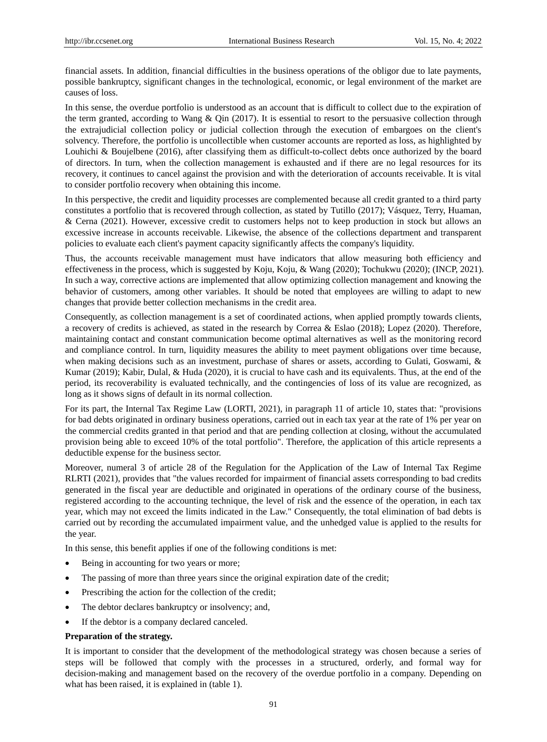financial assets. In addition, financial difficulties in the business operations of the obligor due to late payments, possible bankruptcy, significant changes in the technological, economic, or legal environment of the market are causes of loss.

In this sense, the overdue portfolio is understood as an account that is difficult to collect due to the expiration of the term granted, according to Wang & Qin (2017). It is essential to resort to the persuasive collection through the extrajudicial collection policy or judicial collection through the execution of embargoes on the client's solvency. Therefore, the portfolio is uncollectible when customer accounts are reported as loss, as highlighted by Louhichi & Boujelbene (2016), after classifying them as difficult-to-collect debts once authorized by the board of directors. In turn, when the collection management is exhausted and if there are no legal resources for its recovery, it continues to cancel against the provision and with the deterioration of accounts receivable. It is vital to consider portfolio recovery when obtaining this income.

In this perspective, the credit and liquidity processes are complemented because all credit granted to a third party constitutes a portfolio that is recovered through collection, as stated by Tutillo (2017); Vásquez, Terry, Huaman, & Cerna (2021). However, excessive credit to customers helps not to keep production in stock but allows an excessive increase in accounts receivable. Likewise, the absence of the collections department and transparent policies to evaluate each client's payment capacity significantly affects the company's liquidity.

Thus, the accounts receivable management must have indicators that allow measuring both efficiency and effectiveness in the process, which is suggested by Koju, Koju, & Wang (2020); Tochukwu (2020); (INCP, 2021). In such a way, corrective actions are implemented that allow optimizing collection management and knowing the behavior of customers, among other variables. It should be noted that employees are willing to adapt to new changes that provide better collection mechanisms in the credit area.

Consequently, as collection management is a set of coordinated actions, when applied promptly towards clients, a recovery of credits is achieved, as stated in the research by Correa & Eslao (2018); Lopez (2020). Therefore, maintaining contact and constant communication become optimal alternatives as well as the monitoring record and compliance control. In turn, liquidity measures the ability to meet payment obligations over time because, when making decisions such as an investment, purchase of shares or assets, according to Gulati, Goswami, & Kumar (2019); Kabir, Dulal, & Huda (2020), it is crucial to have cash and its equivalents. Thus, at the end of the period, its recoverability is evaluated technically, and the contingencies of loss of its value are recognized, as long as it shows signs of default in its normal collection.

For its part, the Internal Tax Regime Law (LORTI, 2021), in paragraph 11 of article 10, states that: "provisions for bad debts originated in ordinary business operations, carried out in each tax year at the rate of 1% per year on the commercial credits granted in that period and that are pending collection at closing, without the accumulated provision being able to exceed 10% of the total portfolio". Therefore, the application of this article represents a deductible expense for the business sector.

Moreover, numeral 3 of article 28 of the Regulation for the Application of the Law of Internal Tax Regime RLRTI (2021), provides that "the values recorded for impairment of financial assets corresponding to bad credits generated in the fiscal year are deductible and originated in operations of the ordinary course of the business, registered according to the accounting technique, the level of risk and the essence of the operation, in each tax year, which may not exceed the limits indicated in the Law." Consequently, the total elimination of bad debts is carried out by recording the accumulated impairment value, and the unhedged value is applied to the results for the year.

In this sense, this benefit applies if one of the following conditions is met:

- Being in accounting for two years or more;
- The passing of more than three years since the original expiration date of the credit;
- Prescribing the action for the collection of the credit;
- The debtor declares bankruptcy or insolvency; and,
- If the debtor is a company declared canceled.

**Preparation of the strategy.**

It is important to consider that the development of the methodological strategy was chosen because a series of steps will be followed that comply with the processes in a structured, orderly, and formal way for decision-making and management based on the recovery of the overdue portfolio in a company. Depending on what has been raised, it is explained in (table 1).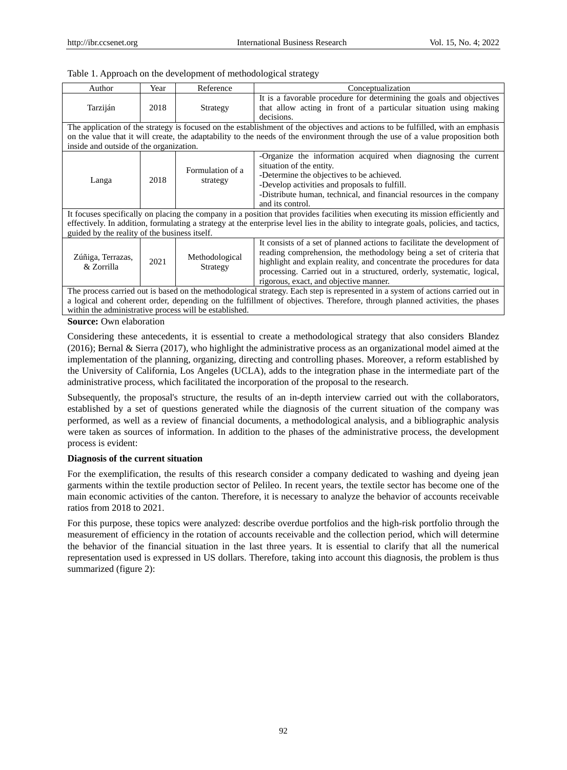Table 1. Approach on the development of methodological strategy

| Author | Year | Reference | Conceptualization |
|---|---|---|---|
| Tarziján | 2018 | Strategy | It is a favorable procedure for determining the goals and objectives that allow acting in front of a particular situation using making decisions. |
| The application of the strategy is focused on the establishment of the objectives and actions to be fulfilled, with an emphasis on the value that it will create, the adaptability to the needs of the environment through the use of a value proposition both inside and outside of the organization. | | | |
| Langa | 2018 | Formulation of a strategy | -Organize the information acquired when diagnosing the current situation of the entity.<br>-Determine the objectives to be achieved.<br>-Develop activities and proposals to fulfill.<br>-Distribute human, technical, and financial resources in the company and its control. |
| It focuses specifically on placing the company in a position that provides facilities when executing its mission efficiently and effectively. In addition, formulating a strategy at the enterprise level lies in the ability to integrate goals, policies, and tactics, guided by the reality of the business itself. | | | |
| Zúñiga, Terrazas, & Zorrilla | 2021 | Methodological Strategy | It consists of a set of planned actions to facilitate the development of reading comprehension, the methodology being a set of criteria that highlight and explain reality, and concentrate the procedures for data processing. Carried out in a structured, orderly, systematic, logical, rigorous, exact, and objective manner. |
| The process carried out is based on the methodological strategy. Each step is represented in a system of actions carried out in a logical and coherent order, depending on the fulfillment of objectives. Therefore, through planned activities, the phases within the administrative process will be established. | | | |

**Source:** Own elaboration

Considering these antecedents, it is essential to create a methodological strategy that also considers Blandez (2016); Bernal & Sierra (2017), who highlight the administrative process as an organizational model aimed at the implementation of the planning, organizing, directing and controlling phases. Moreover, a reform established by the University of California, Los Angeles (UCLA), adds to the integration phase in the intermediate part of the administrative process, which facilitated the incorporation of the proposal to the research.

Subsequently, the proposal's structure, the results of an in-depth interview carried out with the collaborators, established by a set of questions generated while the diagnosis of the current situation of the company was performed, as well as a review of financial documents, a methodological analysis, and a bibliographic analysis were taken as sources of information. In addition to the phases of the administrative process, the development process is evident:

**Diagnosis of the current situation**

For the exemplification, the results of this research consider a company dedicated to washing and dyeing jean garments within the textile production sector of Pelileo. In recent years, the textile sector has become one of the main economic activities of the canton. Therefore, it is necessary to analyze the behavior of accounts receivable ratios from 2018 to 2021.

For this purpose, these topics were analyzed: describe overdue portfolios and the high-risk portfolio through the measurement of efficiency in the rotation of accounts receivable and the collection period, which will determine the behavior of the financial situation in the last three years. It is essential to clarify that all the numerical representation used is expressed in US dollars. Therefore, taking into account this diagnosis, the problem is thus summarized (figure 2):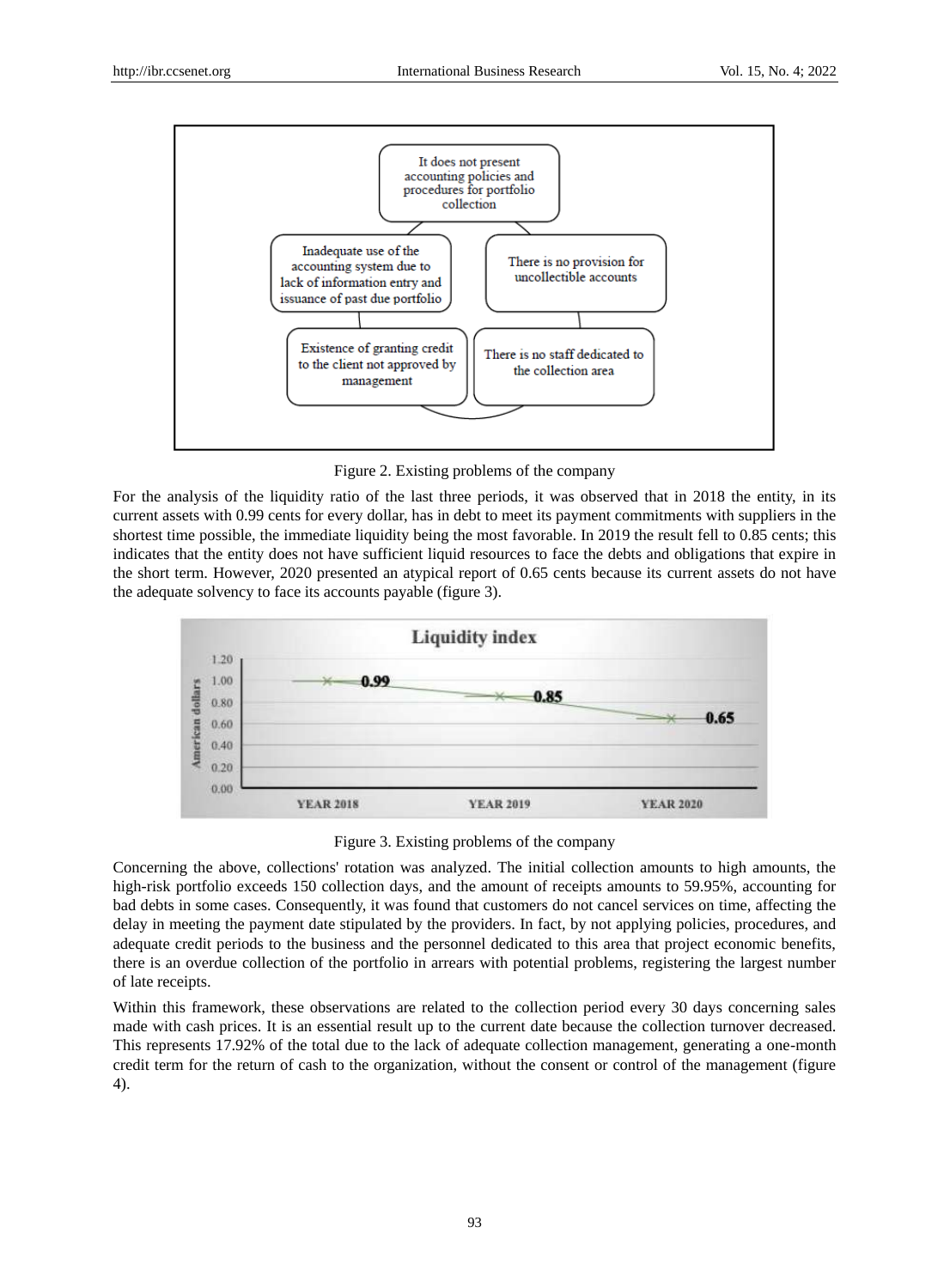Figure 2. Existing problems of the company

For the analysis of the liquidity ratio of the last three periods, it was observed that in 2018 the entity, in its current assets with 0.99 cents for every dollar, has in debt to meet its payment commitments with suppliers in the shortest time possible, the immediate liquidity being the most favorable. In 2019 the result fell to 0.85 cents; this indicates that the entity does not have sufficient liquid resources to face the debts and obligations that expire in the short term. However, 2020 presented an atypical report of 0.65 cents because its current assets do not have the adequate solvency to face its accounts payable (figure 3).

Figure 3. Existing problems of the company

Concerning the above, collections' rotation was analyzed. The initial collection amounts to high amounts, the high-risk portfolio exceeds 150 collection days, and the amount of receipts amounts to 59.95%, accounting for bad debts in some cases. Consequently, it was found that customers do not cancel services on time, affecting the delay in meeting the payment date stipulated by the providers. In fact, by not applying policies, procedures, and adequate credit periods to the business and the personnel dedicated to this area that project economic benefits, there is an overdue collection of the portfolio in arrears with potential problems, registering the largest number of late receipts.

Within this framework, these observations are related to the collection period every 30 days concerning sales made with cash prices. It is an essential result up to the current date because the collection turnover decreased. This represents 17.92% of the total due to the lack of adequate collection management, generating a one-month credit term for the return of cash to the organization, without the consent or control of the management (figure 4).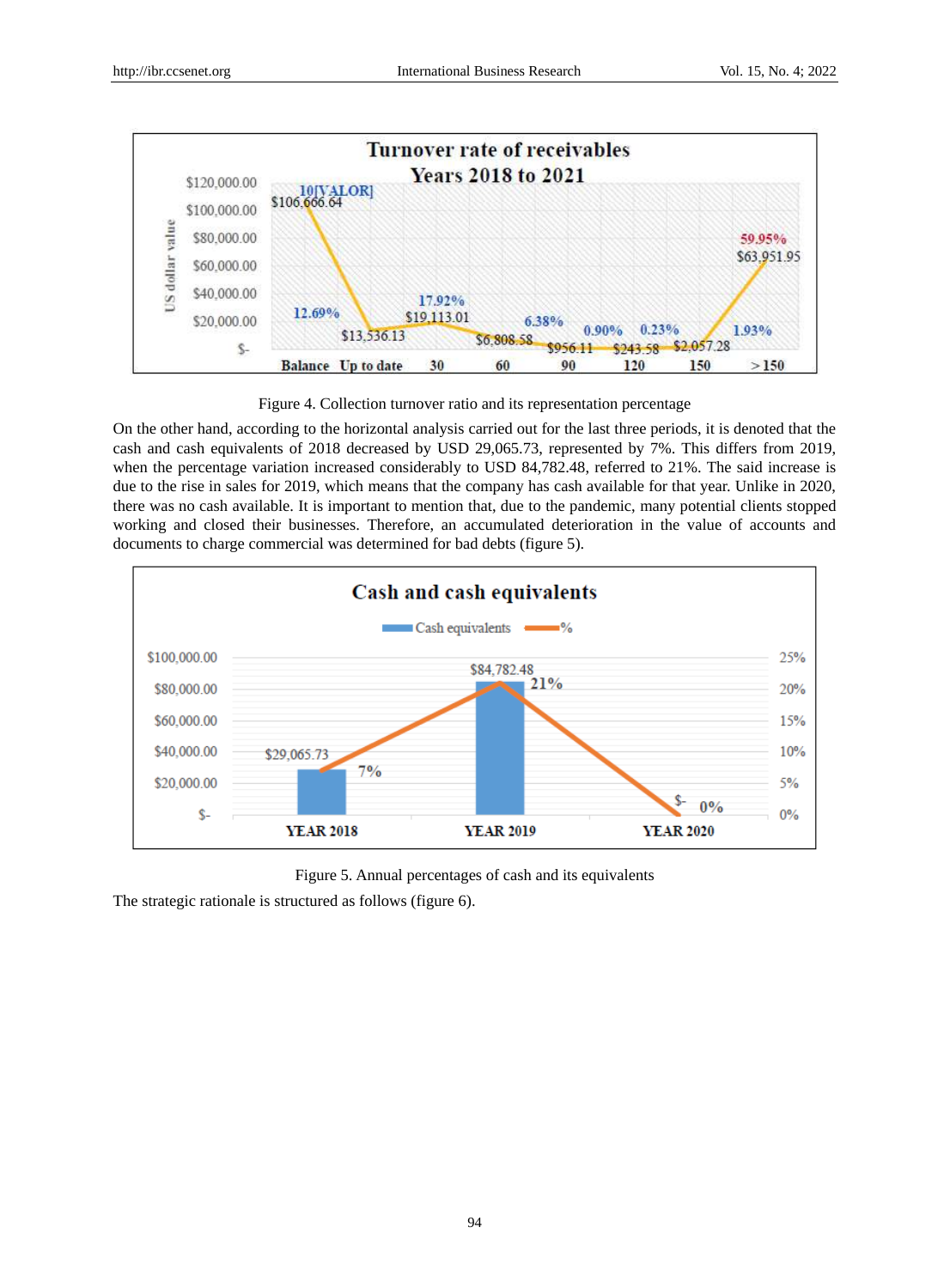Figure 4. Collection turnover ratio and its representation percentage

On the other hand, according to the horizontal analysis carried out for the last three periods, it is denoted that the cash and cash equivalents of 2018 decreased by USD 29,065.73, represented by 7%. This differs from 2019, when the percentage variation increased considerably to USD 84,782.48, referred to 21%. The said increase is due to the rise in sales for 2019, which means that the company has cash available for that year. Unlike in 2020, there was no cash available. It is important to mention that, due to the pandemic, many potential clients stopped working and closed their businesses. Therefore, an accumulated deterioration in the value of accounts and documents to charge commercial was determined for bad debts (figure 5).

Figure 5. Annual percentages of cash and its equivalents

The strategic rationale is structured as follows (figure 6).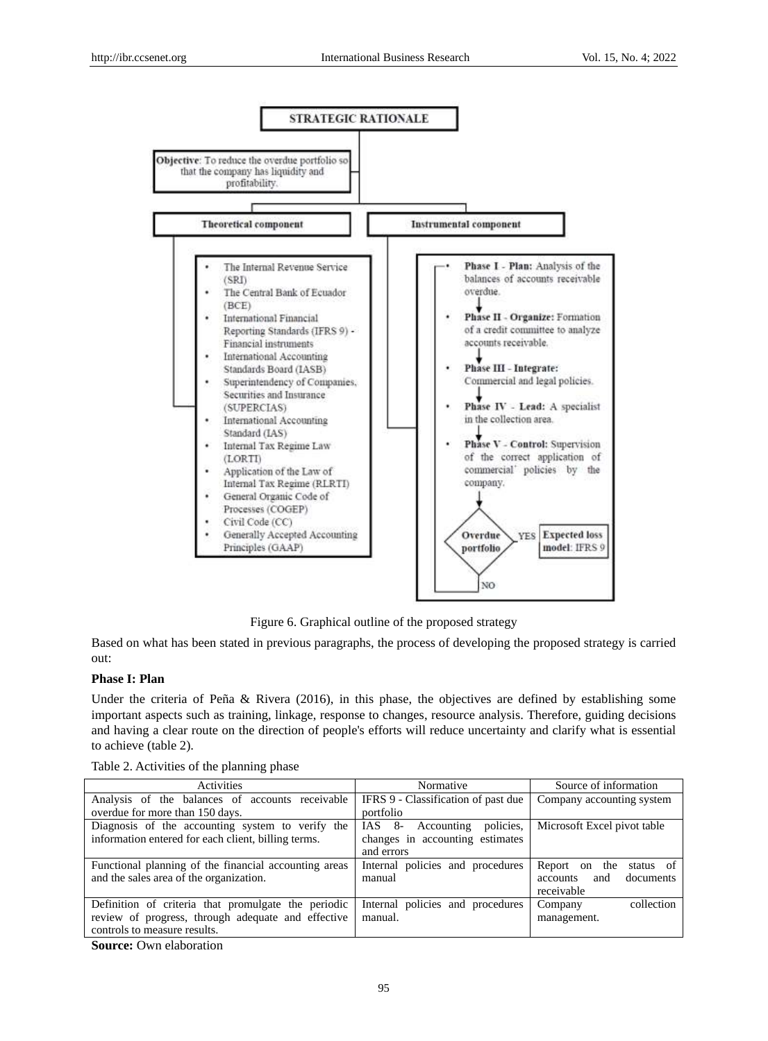**STRATEGIC RATIONALE**

**Objective**: To reduce the overdue portfolio so that the company has liquidity and profitability.

**Theoretical component**

- The Internal Revenue Service (SRI)
- The Central Bank of Ecuador (BCE)
- International Financial Reporting Standards (IFRS 9) - Financial instruments
- International Accounting Standards Board (IASB)
- Superintendency of Companies, Securities and Insurance (SUPERCIAS)
- International Accounting Standard (IAS)
- Internal Tax Regime Law (LORTI)
- Application of the Law of Internal Tax Regime (RLRTI)
- General Organic Code of Processes (COGEP)
- Civil Code (CC)
- Generally Accepted Accounting Principles (GAAP)

**Instrumental component**

- **Phase I - Plan:** Analysis of the balances of accounts receivable overdue.
- **Phase II - Organize:** Formation of a credit committee to analyze accounts receivable.
- **Phase III - Integrate:** Commercial and legal policies.
- **Phase IV - Lead:** A specialist in the collection area.
- **Phase V - Control:** Supervision of the correct application of commercial' policies by the company.

**Overdue portfolio** — YES → **Expected loss model**: IFRS 9; NO → back to Phase I

Figure 6. Graphical outline of the proposed strategy

Based on what has been stated in previous paragraphs, the process of developing the proposed strategy is carried out:

**Phase I: Plan**

Under the criteria of Peña & Rivera (2016), in this phase, the objectives are defined by establishing some important aspects such as training, linkage, response to changes, resource analysis. Therefore, guiding decisions and having a clear route on the direction of people's efforts will reduce uncertainty and clarify what is essential to achieve (table 2).

Table 2. Activities of the planning phase

| Activities | Normative | Source of information |
|---|---|---|
| Analysis of the balances of accounts receivable overdue for more than 150 days. | IFRS 9 - Classification of past due portfolio | Company accounting system |
| Diagnosis of the accounting system to verify the information entered for each client, billing terms. | IAS 8- Accounting policies, changes in accounting estimates and errors | Microsoft Excel pivot table |
| Functional planning of the financial accounting areas and the sales area of the organization. | Internal policies and procedures manual | Report on the status of accounts and documents receivable |
| Definition of criteria that promulgate the periodic review of progress, through adequate and effective controls to measure results. | Internal policies and procedures manual. | Company collection management. |

**Source:** Own elaboration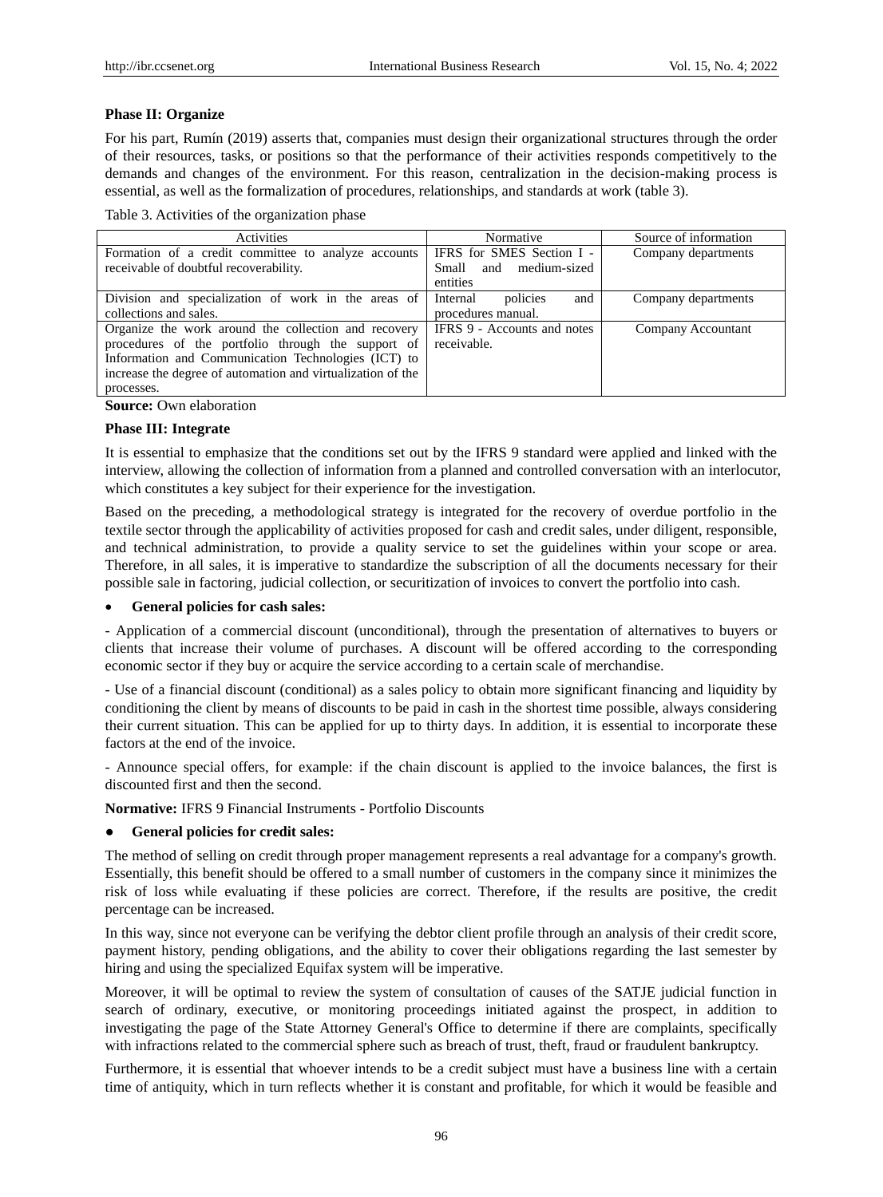**Phase II: Organize**

For his part, Rumín (2019) asserts that, companies must design their organizational structures through the order of their resources, tasks, or positions so that the performance of their activities responds competitively to the demands and changes of the environment. For this reason, centralization in the decision-making process is essential, as well as the formalization of procedures, relationships, and standards at work (table 3).

Table 3. Activities of the organization phase

| Activities | Normative | Source of information |
|---|---|---|
| Formation of a credit committee to analyze accounts receivable of doubtful recoverability. | IFRS for SMES Section I - Small and medium-sized entities | Company departments |
| Division and specialization of work in the areas of collections and sales. | Internal policies and procedures manual. | Company departments |
| Organize the work around the collection and recovery procedures of the portfolio through the support of Information and Communication Technologies (ICT) to increase the degree of automation and virtualization of the processes. | IFRS 9 - Accounts and notes receivable. | Company Accountant |

**Source:** Own elaboration

**Phase III: Integrate**

It is essential to emphasize that the conditions set out by the IFRS 9 standard were applied and linked with the interview, allowing the collection of information from a planned and controlled conversation with an interlocutor, which constitutes a key subject for their experience for the investigation.

Based on the preceding, a methodological strategy is integrated for the recovery of overdue portfolio in the textile sector through the applicability of activities proposed for cash and credit sales, under diligent, responsible, and technical administration, to provide a quality service to set the guidelines within your scope or area. Therefore, in all sales, it is imperative to standardize the subscription of all the documents necessary for their possible sale in factoring, judicial collection, or securitization of invoices to convert the portfolio into cash.

- **General policies for cash sales:**

- Application of a commercial discount (unconditional), through the presentation of alternatives to buyers or clients that increase their volume of purchases. A discount will be offered according to the corresponding economic sector if they buy or acquire the service according to a certain scale of merchandise.

- Use of a financial discount (conditional) as a sales policy to obtain more significant financing and liquidity by conditioning the client by means of discounts to be paid in cash in the shortest time possible, always considering their current situation. This can be applied for up to thirty days. In addition, it is essential to incorporate these factors at the end of the invoice.

- Announce special offers, for example: if the chain discount is applied to the invoice balances, the first is discounted first and then the second.

**Normative:** IFRS 9 Financial Instruments - Portfolio Discounts

- **General policies for credit sales:**

The method of selling on credit through proper management represents a real advantage for a company's growth. Essentially, this benefit should be offered to a small number of customers in the company since it minimizes the risk of loss while evaluating if these policies are correct. Therefore, if the results are positive, the credit percentage can be increased.

In this way, since not everyone can be verifying the debtor client profile through an analysis of their credit score, payment history, pending obligations, and the ability to cover their obligations regarding the last semester by hiring and using the specialized Equifax system will be imperative.

Moreover, it will be optimal to review the system of consultation of causes of the SATJE judicial function in search of ordinary, executive, or monitoring proceedings initiated against the prospect, in addition to investigating the page of the State Attorney General's Office to determine if there are complaints, specifically with infractions related to the commercial sphere such as breach of trust, theft, fraud or fraudulent bankruptcy.

Furthermore, it is essential that whoever intends to be a credit subject must have a business line with a certain time of antiquity, which in turn reflects whether it is constant and profitable, for which it would be feasible and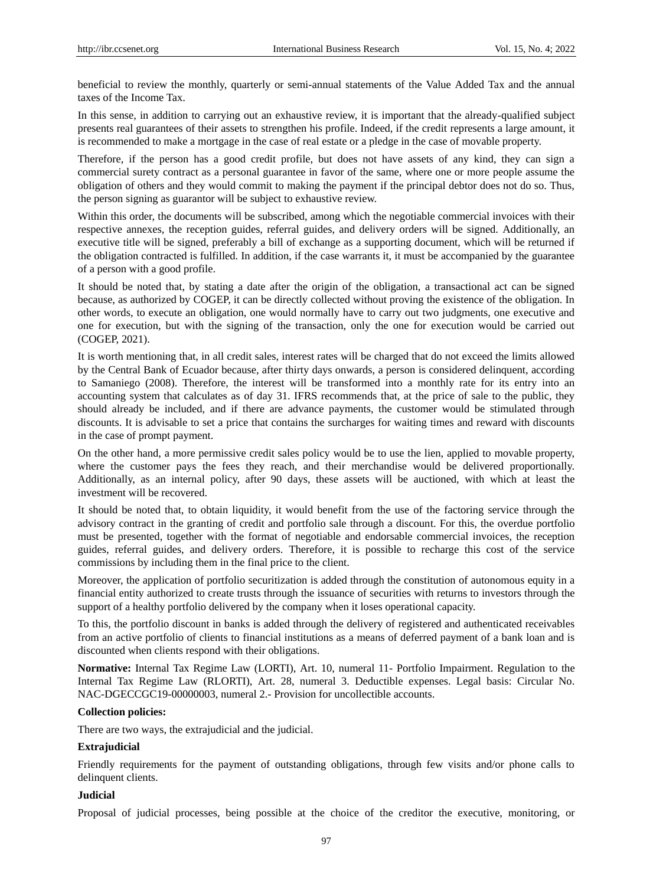beneficial to review the monthly, quarterly or semi-annual statements of the Value Added Tax and the annual taxes of the Income Tax.

In this sense, in addition to carrying out an exhaustive review, it is important that the already-qualified subject presents real guarantees of their assets to strengthen his profile. Indeed, if the credit represents a large amount, it is recommended to make a mortgage in the case of real estate or a pledge in the case of movable property.

Therefore, if the person has a good credit profile, but does not have assets of any kind, they can sign a commercial surety contract as a personal guarantee in favor of the same, where one or more people assume the obligation of others and they would commit to making the payment if the principal debtor does not do so. Thus, the person signing as guarantor will be subject to exhaustive review.

Within this order, the documents will be subscribed, among which the negotiable commercial invoices with their respective annexes, the reception guides, referral guides, and delivery orders will be signed. Additionally, an executive title will be signed, preferably a bill of exchange as a supporting document, which will be returned if the obligation contracted is fulfilled. In addition, if the case warrants it, it must be accompanied by the guarantee of a person with a good profile.

It should be noted that, by stating a date after the origin of the obligation, a transactional act can be signed because, as authorized by COGEP, it can be directly collected without proving the existence of the obligation. In other words, to execute an obligation, one would normally have to carry out two judgments, one executive and one for execution, but with the signing of the transaction, only the one for execution would be carried out (COGEP, 2021).

It is worth mentioning that, in all credit sales, interest rates will be charged that do not exceed the limits allowed by the Central Bank of Ecuador because, after thirty days onwards, a person is considered delinquent, according to Samaniego (2008). Therefore, the interest will be transformed into a monthly rate for its entry into an accounting system that calculates as of day 31. IFRS recommends that, at the price of sale to the public, they should already be included, and if there are advance payments, the customer would be stimulated through discounts. It is advisable to set a price that contains the surcharges for waiting times and reward with discounts in the case of prompt payment.

On the other hand, a more permissive credit sales policy would be to use the lien, applied to movable property, where the customer pays the fees they reach, and their merchandise would be delivered proportionally. Additionally, as an internal policy, after 90 days, these assets will be auctioned, with which at least the investment will be recovered.

It should be noted that, to obtain liquidity, it would benefit from the use of the factoring service through the advisory contract in the granting of credit and portfolio sale through a discount. For this, the overdue portfolio must be presented, together with the format of negotiable and endorsable commercial invoices, the reception guides, referral guides, and delivery orders. Therefore, it is possible to recharge this cost of the service commissions by including them in the final price to the client.

Moreover, the application of portfolio securitization is added through the constitution of autonomous equity in a financial entity authorized to create trusts through the issuance of securities with returns to investors through the support of a healthy portfolio delivered by the company when it loses operational capacity.

To this, the portfolio discount in banks is added through the delivery of registered and authenticated receivables from an active portfolio of clients to financial institutions as a means of deferred payment of a bank loan and is discounted when clients respond with their obligations.

**Normative:** Internal Tax Regime Law (LORTI), Art. 10, numeral 11- Portfolio Impairment. Regulation to the Internal Tax Regime Law (RLORTI), Art. 28, numeral 3. Deductible expenses. Legal basis: Circular No. NAC-DGECCGC19-00000003, numeral 2.- Provision for uncollectible accounts.

**Collection policies:**

There are two ways, the extrajudicial and the judicial.

**Extrajudicial**

Friendly requirements for the payment of outstanding obligations, through few visits and/or phone calls to delinquent clients.

**Judicial**

Proposal of judicial processes, being possible at the choice of the creditor the executive, monitoring, or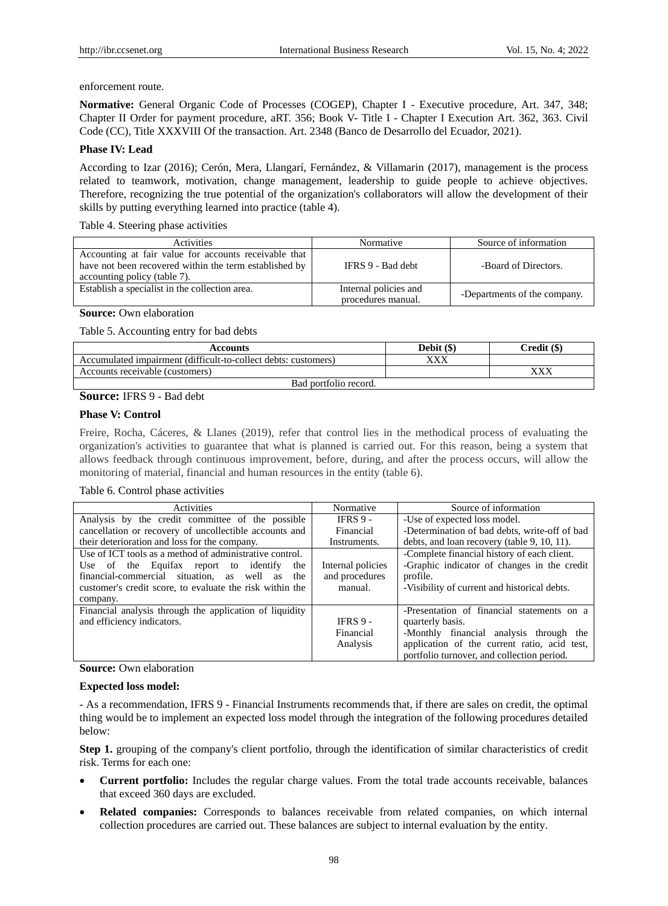enforcement route.

**Normative:** General Organic Code of Processes (COGEP), Chapter I - Executive procedure, Art. 347, 348; Chapter II Order for payment procedure, aRT. 356; Book V- Title I - Chapter I Execution Art. 362, 363. Civil Code (CC), Title XXXVIII Of the transaction. Art. 2348 (Banco de Desarrollo del Ecuador, 2021).

**Phase IV: Lead**

According to Izar (2016); Cerón, Mera, Llangarí, Fernández, & Villamarin (2017), management is the process related to teamwork, motivation, change management, leadership to guide people to achieve objectives. Therefore, recognizing the true potential of the organization's collaborators will allow the development of their skills by putting everything learned into practice (table 4).

Table 4. Steering phase activities

| Activities | Normative | Source of information |
|---|---|---|
| Accounting at fair value for accounts receivable that have not been recovered within the term established by accounting policy (table 7). | IFRS 9 - Bad debt | -Board of Directors. |
| Establish a specialist in the collection area. | Internal policies and procedures manual. | -Departments of the company. |

**Source:** Own elaboration

Table 5. Accounting entry for bad debts

| **Accounts** | **Debit ($)** | **Credit ($)** |
|---|---|---|
| Accumulated impairment (difficult-to-collect debts: customers) | XXX | |
| Accounts receivable (customers) | | XXX |
| Bad portfolio record. | | |

**Source:** IFRS 9 - Bad debt

**Phase V: Control**

Freire, Rocha, Cáceres, & Llanes (2019), refer that control lies in the methodical process of evaluating the organization's activities to guarantee that what is planned is carried out. For this reason, being a system that allows feedback through continuous improvement, before, during, and after the process occurs, will allow the monitoring of material, financial and human resources in the entity (table 6).

Table 6. Control phase activities

| Activities | Normative | Source of information |
|---|---|---|
| Analysis by the credit committee of the possible cancellation or recovery of uncollectible accounts and their deterioration and loss for the company. | IFRS 9 - Financial Instruments. | -Use of expected loss model.<br>-Determination of bad debts, write-off of bad debts, and loan recovery (table 9, 10, 11). |
| Use of ICT tools as a method of administrative control. Use of the Equifax report to identify the financial-commercial situation, as well as the customer's credit score, to evaluate the risk within the company. | Internal policies and procedures manual. | -Complete financial history of each client.<br>-Graphic indicator of changes in the credit profile.<br>-Visibility of current and historical debts. |
| Financial analysis through the application of liquidity and efficiency indicators. | IFRS 9 - Financial Analysis | -Presentation of financial statements on a quarterly basis.<br>-Monthly financial analysis through the application of the current ratio, acid test, portfolio turnover, and collection period. |

**Source:** Own elaboration

**Expected loss model:**

- As a recommendation, IFRS 9 - Financial Instruments recommends that, if there are sales on credit, the optimal thing would be to implement an expected loss model through the integration of the following procedures detailed below:

**Step 1.** grouping of the company's client portfolio, through the identification of similar characteristics of credit risk. Terms for each one:

- **Current portfolio:** Includes the regular charge values. From the total trade accounts receivable, balances that exceed 360 days are excluded.
- **Related companies:** Corresponds to balances receivable from related companies, on which internal collection procedures are carried out. These balances are subject to internal evaluation by the entity.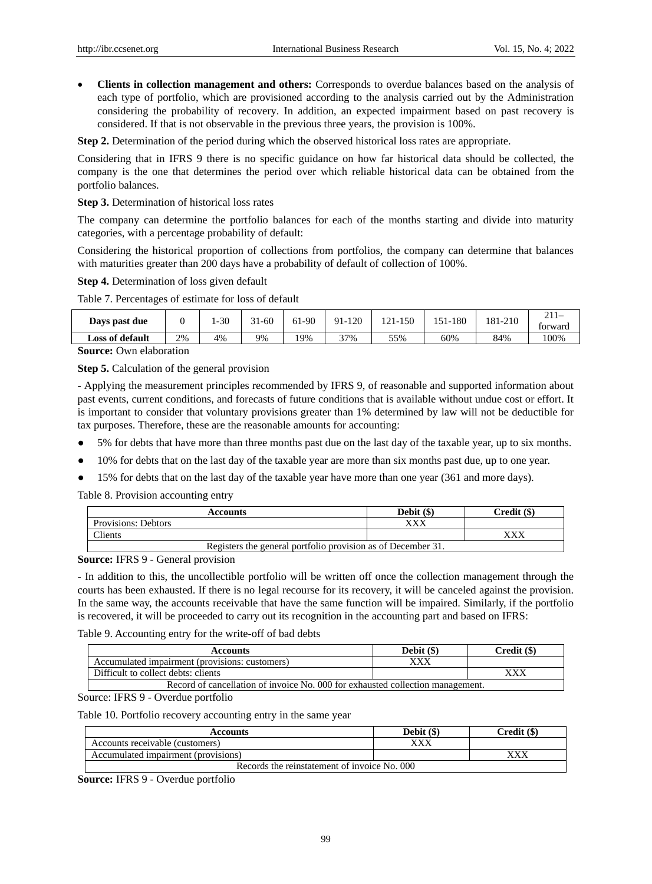- **Clients in collection management and others:** Corresponds to overdue balances based on the analysis of each type of portfolio, which are provisioned according to the analysis carried out by the Administration considering the probability of recovery. In addition, an expected impairment based on past recovery is considered. If that is not observable in the previous three years, the provision is 100%.

**Step 2.** Determination of the period during which the observed historical loss rates are appropriate.

Considering that in IFRS 9 there is no specific guidance on how far historical data should be collected, the company is the one that determines the period over which reliable historical data can be obtained from the portfolio balances.

**Step 3.** Determination of historical loss rates

The company can determine the portfolio balances for each of the months starting and divide into maturity categories, with a percentage probability of default:

Considering the historical proportion of collections from portfolios, the company can determine that balances with maturities greater than 200 days have a probability of default of collection of 100%.

**Step 4.** Determination of loss given default

Table 7. Percentages of estimate for loss of default

| **Days past due** | 0 | 1-30 | 31-60 | 61-90 | 91-120 | 121-150 | 151-180 | 181-210 | 211–forward |
|---|---|---|---|---|---|---|---|---|---|
| **Loss of default** | 2% | 4% | 9% | 19% | 37% | 55% | 60% | 84% | 100% |

**Source:** Own elaboration

**Step 5.** Calculation of the general provision

- Applying the measurement principles recommended by IFRS 9, of reasonable and supported information about past events, current conditions, and forecasts of future conditions that is available without undue cost or effort. It is important to consider that voluntary provisions greater than 1% determined by law will not be deductible for tax purposes. Therefore, these are the reasonable amounts for accounting:

- 5% for debts that have more than three months past due on the last day of the taxable year, up to six months.
- 10% for debts that on the last day of the taxable year are more than six months past due, up to one year.
- 15% for debts that on the last day of the taxable year have more than one year (361 and more days).

Table 8. Provision accounting entry

| **Accounts** | **Debit ($)** | **Credit ($)** |
|---|---|---|
| Provisions: Debtors | XXX | |
| Clients | | XXX |
| Registers the general portfolio provision as of December 31. | | |

**Source:** IFRS 9 - General provision

- In addition to this, the uncollectible portfolio will be written off once the collection management through the courts has been exhausted. If there is no legal recourse for its recovery, it will be canceled against the provision. In the same way, the accounts receivable that have the same function will be impaired. Similarly, if the portfolio is recovered, it will be proceeded to carry out its recognition in the accounting part and based on IFRS:

Table 9. Accounting entry for the write-off of bad debts

| **Accounts** | **Debit ($)** | **Credit ($)** |
|---|---|---|
| Accumulated impairment (provisions: customers) | XXX | |
| Difficult to collect debts: clients | | XXX |
| Record of cancellation of invoice No. 000 for exhausted collection management. | | |

Source: IFRS 9 - Overdue portfolio

Table 10. Portfolio recovery accounting entry in the same year

| **Accounts** | **Debit ($)** | **Credit ($)** |
|---|---|---|
| Accounts receivable (customers) | XXX | |
| Accumulated impairment (provisions) | | XXX |
| Records the reinstatement of invoice No. 000 | | |

**Source:** IFRS 9 - Overdue portfolio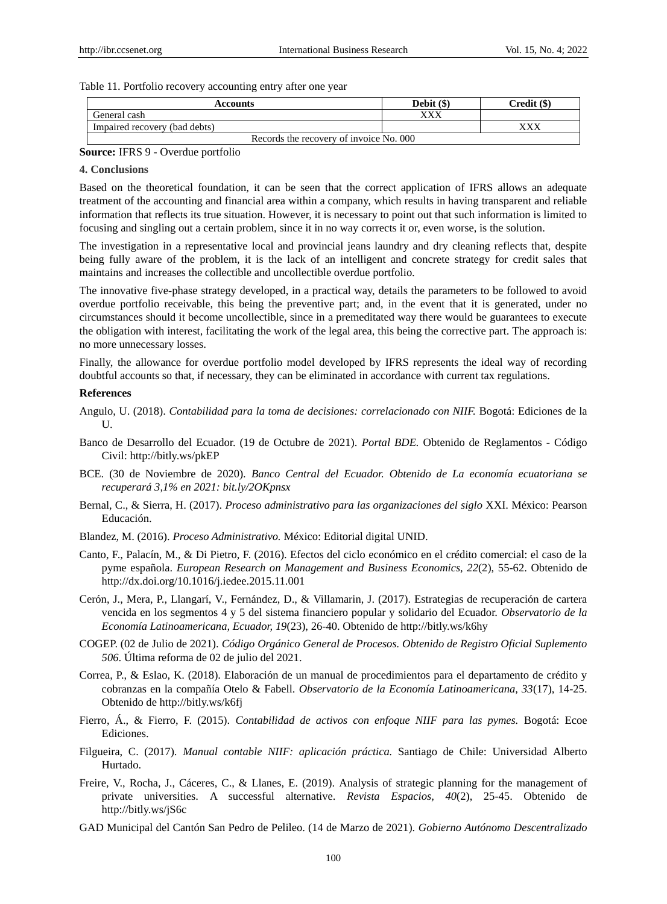Table 11. Portfolio recovery accounting entry after one year

| Accounts | Debit ($) | Credit ($) |
|---|---|---|
| General cash | XXX | |
| Impaired recovery (bad debts) | | XXX |
| Records the recovery of invoice No. 000 | | |

**Source:** IFRS 9 - Overdue portfolio

## 4. Conclusions

Based on the theoretical foundation, it can be seen that the correct application of IFRS allows an adequate treatment of the accounting and financial area within a company, which results in having transparent and reliable information that reflects its true situation. However, it is necessary to point out that such information is limited to focusing and singling out a certain problem, since it in no way corrects it or, even worse, is the solution.

The investigation in a representative local and provincial jeans laundry and dry cleaning reflects that, despite being fully aware of the problem, it is the lack of an intelligent and concrete strategy for credit sales that maintains and increases the collectible and uncollectible overdue portfolio.

The innovative five-phase strategy developed, in a practical way, details the parameters to be followed to avoid overdue portfolio receivable, this being the preventive part; and, in the event that it is generated, under no circumstances should it become uncollectible, since in a premeditated way there would be guarantees to execute the obligation with interest, facilitating the work of the legal area, this being the corrective part. The approach is: no more unnecessary losses.

Finally, the allowance for overdue portfolio model developed by IFRS represents the ideal way of recording doubtful accounts so that, if necessary, they can be eliminated in accordance with current tax regulations.

## References

Angulo, U. (2018). *Contabilidad para la toma de decisiones: correlacionado con NIIF.* Bogotá: Ediciones de la U.

Banco de Desarrollo del Ecuador. (19 de Octubre de 2021). *Portal BDE.* Obtenido de Reglamentos - Código Civil: http://bitly.ws/pkEP

BCE. (30 de Noviembre de 2020). *Banco Central del Ecuador. Obtenido de La economía ecuatoriana se recuperará 3,1% en 2021: bit.ly/2OKpnsx*

Bernal, C., & Sierra, H. (2017). *Proceso administrativo para las organizaciones del siglo* XXI. México: Pearson Educación.

Blandez, M. (2016). *Proceso Administrativo.* México: Editorial digital UNID.

Canto, F., Palacín, M., & Di Pietro, F. (2016). Efectos del ciclo económico en el crédito comercial: el caso de la pyme española. *European Research on Management and Business Economics, 22*(2), 55-62. Obtenido de http://dx.doi.org/10.1016/j.iedee.2015.11.001

Cerón, J., Mera, P., Llangarí, V., Fernández, D., & Villamarin, J. (2017). Estrategias de recuperación de cartera vencida en los segmentos 4 y 5 del sistema financiero popular y solidario del Ecuador. *Observatorio de la Economía Latinoamericana, Ecuador, 19*(23), 26-40. Obtenido de http://bitly.ws/k6hy

COGEP. (02 de Julio de 2021). *Código Orgánico General de Procesos. Obtenido de Registro Oficial Suplemento 506*. Última reforma de 02 de julio del 2021.

Correa, P., & Eslao, K. (2018). Elaboración de un manual de procedimientos para el departamento de crédito y cobranzas en la compañía Otelo & Fabell. *Observatorio de la Economía Latinoamericana, 33*(17), 14-25. Obtenido de http://bitly.ws/k6fj

Fierro, Á., & Fierro, F. (2015). *Contabilidad de activos con enfoque NIIF para las pymes.* Bogotá: Ecoe Ediciones.

Filgueira, C. (2017). *Manual contable NIIF: aplicación práctica.* Santiago de Chile: Universidad Alberto Hurtado.

Freire, V., Rocha, J., Cáceres, C., & Llanes, E. (2019). Analysis of strategic planning for the management of private universities. A successful alternative. *Revista Espacios, 40*(2), 25-45. Obtenido de http://bitly.ws/jS6c

GAD Municipal del Cantón San Pedro de Pelileo. (14 de Marzo de 2021). *Gobierno Autónomo Descentralizado*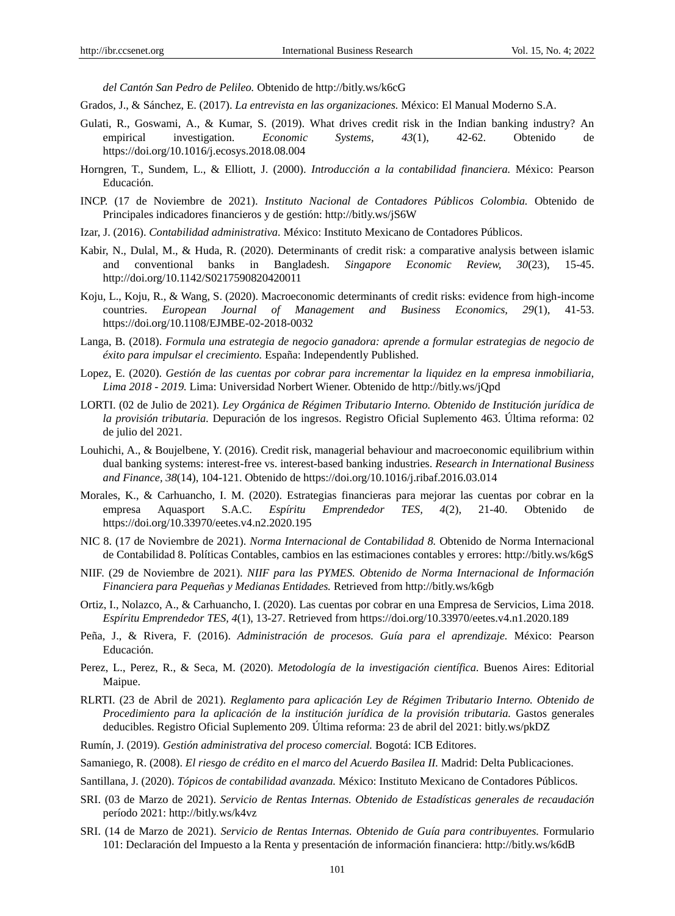*del Cantón San Pedro de Pelileo.* Obtenido de http://bitly.ws/k6cG

Grados, J., & Sánchez, E. (2017). *La entrevista en las organizaciones.* México: El Manual Moderno S.A.

Gulati, R., Goswami, A., & Kumar, S. (2019). What drives credit risk in the Indian banking industry? An empirical investigation. *Economic Systems, 43*(1), 42-62. Obtenido de https://doi.org/10.1016/j.ecosys.2018.08.004

Horngren, T., Sundem, L., & Elliott, J. (2000). *Introducción a la contabilidad financiera.* México: Pearson Educación.

INCP. (17 de Noviembre de 2021). *Instituto Nacional de Contadores Públicos Colombia.* Obtenido de Principales indicadores financieros y de gestión: http://bitly.ws/jS6W

Izar, J. (2016). *Contabilidad administrativa.* México: Instituto Mexicano de Contadores Públicos.

Kabir, N., Dulal, M., & Huda, R. (2020). Determinants of credit risk: a comparative analysis between islamic and conventional banks in Bangladesh. *Singapore Economic Review, 30*(23), 15-45. http://doi.org/10.1142/S0217590820420011

Koju, L., Koju, R., & Wang, S. (2020). Macroeconomic determinants of credit risks: evidence from high-income countries. *European Journal of Management and Business Economics, 29*(1), 41-53. https://doi.org/10.1108/EJMBE-02-2018-0032

Langa, B. (2018). *Formula una estrategia de negocio ganadora: aprende a formular estrategias de negocio de éxito para impulsar el crecimiento.* España: Independently Published.

Lopez, E. (2020). *Gestión de las cuentas por cobrar para incrementar la liquidez en la empresa inmobiliaria, Lima 2018 - 2019.* Lima: Universidad Norbert Wiener. Obtenido de http://bitly.ws/jQpd

LORTI. (02 de Julio de 2021). *Ley Orgánica de Régimen Tributario Interno. Obtenido de Institución jurídica de la provisión tributaria.* Depuración de los ingresos. Registro Oficial Suplemento 463. Última reforma: 02 de julio del 2021.

Louhichi, A., & Boujelbene, Y. (2016). Credit risk, managerial behaviour and macroeconomic equilibrium within dual banking systems: interest-free vs. interest-based banking industries. *Research in International Business and Finance, 38*(14), 104-121. Obtenido de https://doi.org/10.1016/j.ribaf.2016.03.014

Morales, K., & Carhuancho, I. M. (2020). Estrategias financieras para mejorar las cuentas por cobrar en la empresa Aquasport S.A.C. *Espíritu Emprendedor TES, 4*(2), 21-40. Obtenido de https://doi.org/10.33970/eetes.v4.n2.2020.195

NIC 8. (17 de Noviembre de 2021). *Norma Internacional de Contabilidad 8.* Obtenido de Norma Internacional de Contabilidad 8. Políticas Contables, cambios en las estimaciones contables y errores: http://bitly.ws/k6gS

NIIF. (29 de Noviembre de 2021). *NIIF para las PYMES. Obtenido de Norma Internacional de Información Financiera para Pequeñas y Medianas Entidades.* Retrieved from http://bitly.ws/k6gb

Ortiz, I., Nolazco, A., & Carhuancho, I. (2020). Las cuentas por cobrar en una Empresa de Servicios, Lima 2018. *Espíritu Emprendedor TES, 4*(1), 13-27. Retrieved from https://doi.org/10.33970/eetes.v4.n1.2020.189

Peña, J., & Rivera, F. (2016). *Administración de procesos. Guía para el aprendizaje.* México: Pearson Educación.

Perez, L., Perez, R., & Seca, M. (2020). *Metodología de la investigación científica.* Buenos Aires: Editorial Maipue.

RLRTI. (23 de Abril de 2021). *Reglamento para aplicación Ley de Régimen Tributario Interno. Obtenido de Procedimiento para la aplicación de la institución jurídica de la provisión tributaria.* Gastos generales deducibles. Registro Oficial Suplemento 209. Última reforma: 23 de abril del 2021: bitly.ws/pkDZ

Rumín, J. (2019). *Gestión administrativa del proceso comercial.* Bogotá: ICB Editores.

Samaniego, R. (2008). *El riesgo de crédito en el marco del Acuerdo Basilea II.* Madrid: Delta Publicaciones.

Santillana, J. (2020). *Tópicos de contabilidad avanzada.* México: Instituto Mexicano de Contadores Públicos.

SRI. (03 de Marzo de 2021). *Servicio de Rentas Internas. Obtenido de Estadísticas generales de recaudación* período 2021: http://bitly.ws/k4vz

SRI. (14 de Marzo de 2021). *Servicio de Rentas Internas. Obtenido de Guía para contribuyentes.* Formulario 101: Declaración del Impuesto a la Renta y presentación de información financiera: http://bitly.ws/k6dB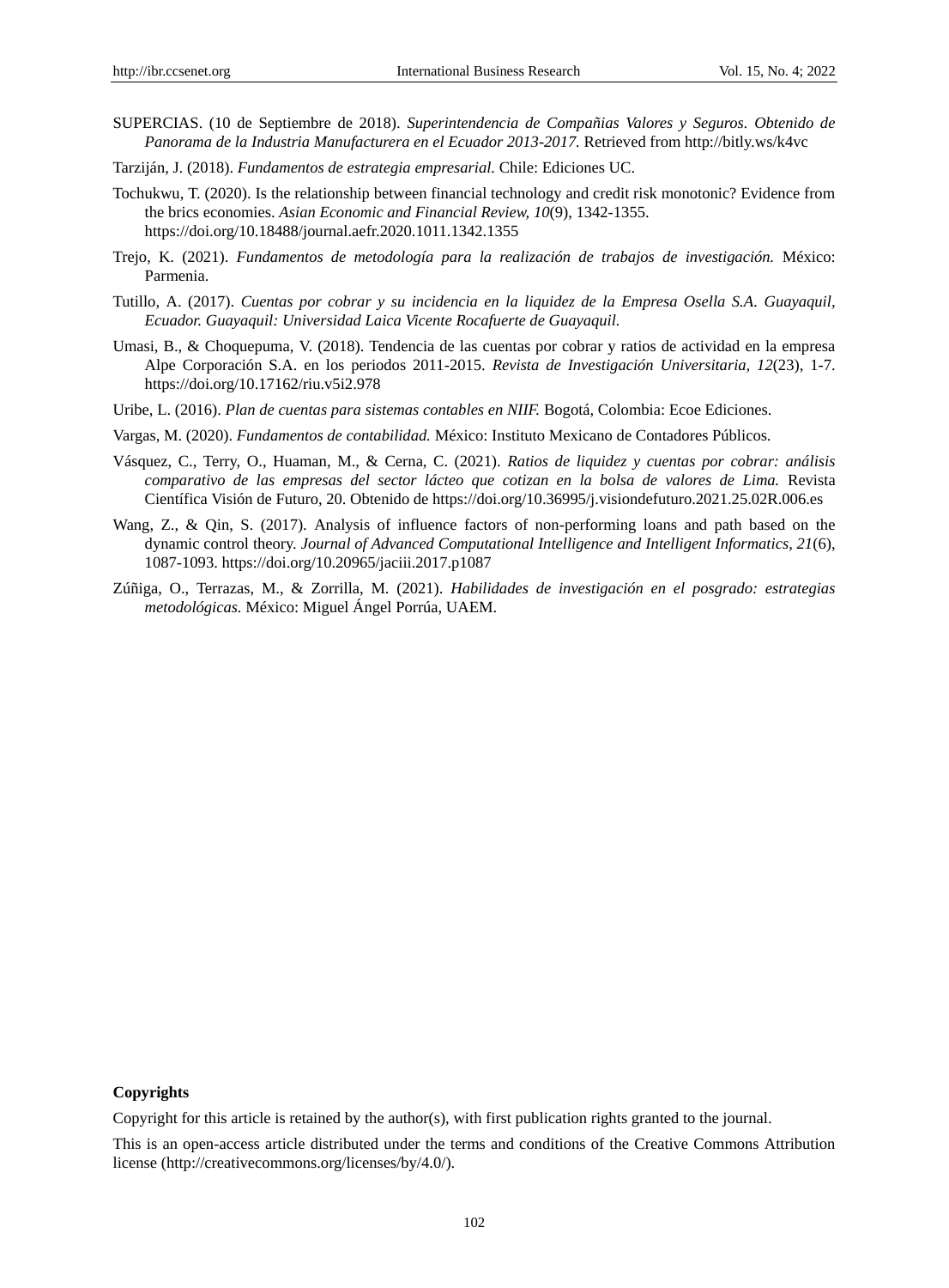SUPERCIAS. (10 de Septiembre de 2018). *Superintendencia de Compañias Valores y Seguros. Obtenido de Panorama de la Industria Manufacturera en el Ecuador 2013-2017.* Retrieved from http://bitly.ws/k4vc

Tarziján, J. (2018). *Fundamentos de estrategia empresarial.* Chile: Ediciones UC.

Tochukwu, T. (2020). Is the relationship between financial technology and credit risk monotonic? Evidence from the brics economies. *Asian Economic and Financial Review, 10*(9), 1342-1355. https://doi.org/10.18488/journal.aefr.2020.1011.1342.1355

Trejo, K. (2021). *Fundamentos de metodología para la realización de trabajos de investigación.* México: Parmenia.

Tutillo, A. (2017). *Cuentas por cobrar y su incidencia en la liquidez de la Empresa Osella S.A. Guayaquil, Ecuador. Guayaquil: Universidad Laica Vicente Rocafuerte de Guayaquil.*

Umasi, B., & Choquepuma, V. (2018). Tendencia de las cuentas por cobrar y ratios de actividad en la empresa Alpe Corporación S.A. en los periodos 2011-2015. *Revista de Investigación Universitaria, 12*(23), 1-7. https://doi.org/10.17162/riu.v5i2.978

Uribe, L. (2016). *Plan de cuentas para sistemas contables en NIIF.* Bogotá, Colombia: Ecoe Ediciones.

Vargas, M. (2020). *Fundamentos de contabilidad.* México: Instituto Mexicano de Contadores Públicos.

Vásquez, C., Terry, O., Huaman, M., & Cerna, C. (2021). *Ratios de liquidez y cuentas por cobrar: análisis comparativo de las empresas del sector lácteo que cotizan en la bolsa de valores de Lima.* Revista Científica Visión de Futuro, 20. Obtenido de https://doi.org/10.36995/j.visiondefuturo.2021.25.02R.006.es

Wang, Z., & Qin, S. (2017). Analysis of influence factors of non-performing loans and path based on the dynamic control theory. *Journal of Advanced Computational Intelligence and Intelligent Informatics, 21*(6), 1087-1093. https://doi.org/10.20965/jaciii.2017.p1087

Zúñiga, O., Terrazas, M., & Zorrilla, M. (2021). *Habilidades de investigación en el posgrado: estrategias metodológicas.* México: Miguel Ángel Porrúa, UAEM.

**Copyrights**

Copyright for this article is retained by the author(s), with first publication rights granted to the journal.

This is an open-access article distributed under the terms and conditions of the Creative Commons Attribution license (http://creativecommons.org/licenses/by/4.0/).